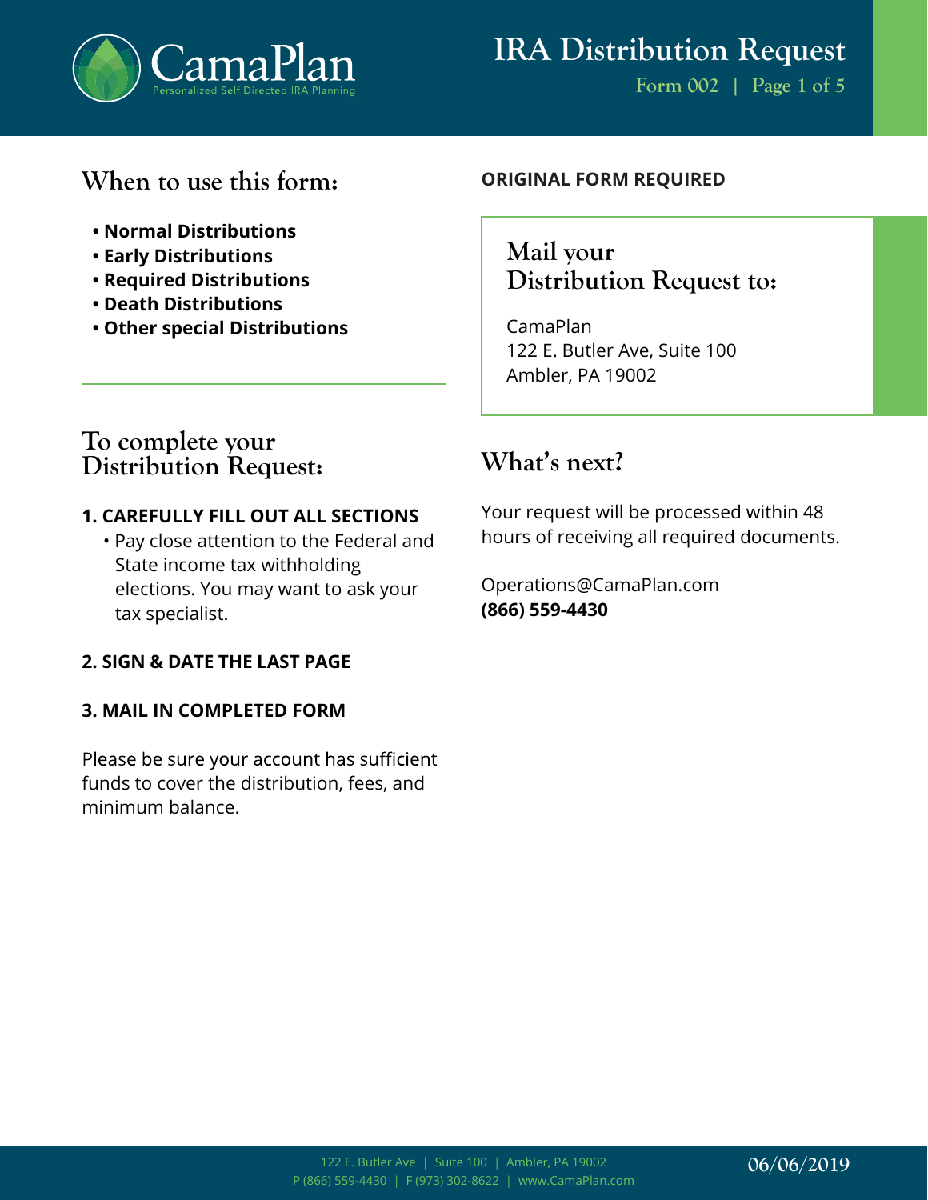# IRA Distribution Request

Form 002

## When to use this form:

- **Normal Distributions**
- **Early Distributions**
- **Required Distributions**
- **Death Distributions**
- **Other special Distributions**

## To complete your Distribution Request:

**1. CAREFULLY FILL OUT ALL SECTIONS**

- Pay close attention to the Federal and State income tax withholding elections. You may want to ask your tax specialist.

**2. SIGN & DATE THE LAST PAGE**

**3. MAIL IN COMPLETED FORM**

Please be sure your account has sufficient funds to cover the distribution, fees, and minimum balance.

**ORIGINAL FORM REQUIRED**

## Mail your Distribution Request to:

CamaPlan
122 E. Butler Ave, Suite 100
Ambler, PA 19002

## What's next?

Your request will be processed within 48 hours of receiving all required documents.

Operations@CamaPlan.com
**(866) 559-4430**

122 E. Butler Ave | Suite 100 | Ambler, PA 19002
P (866) 559-4430 | F (973) 302-8622 | www.CamaPlan.com

06/06/2019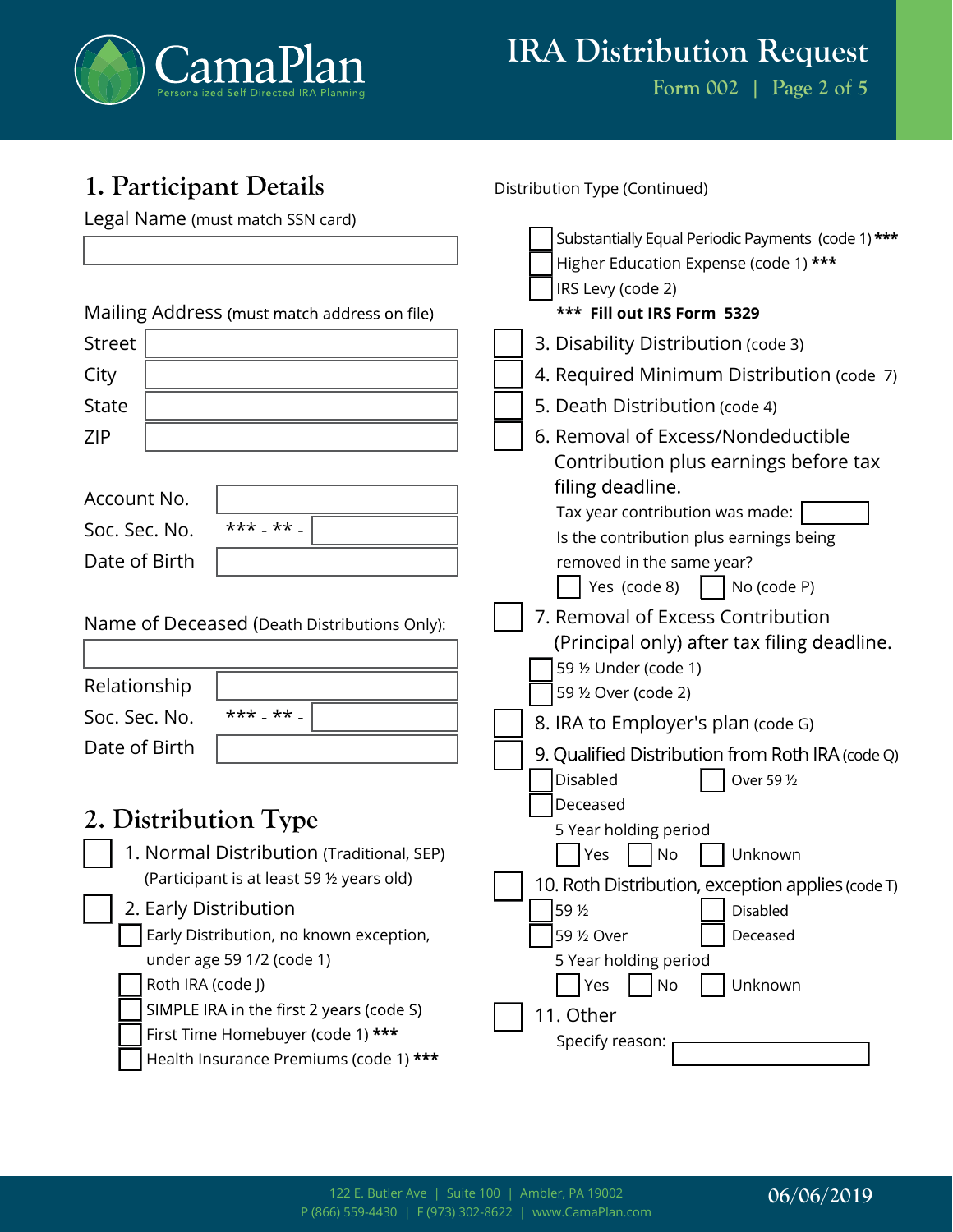# IRA Distribution Request

Form 002

## 1. Participant Details

Legal Name (must match SSN card)

Mailing Address (must match address on file)

Street

City

State

ZIP

Account No.

Soc. Sec. No. *** - ** -

Date of Birth

Name of Deceased (Death Distributions Only):

Relationship

Soc. Sec. No. *** - ** -

Date of Birth

## 2. Distribution Type

- [ ] 1. Normal Distribution (Traditional, SEP) (Participant is at least 59 ½ years old)
- [ ] 2. Early Distribution
  - [ ] Early Distribution, no known exception, under age 59 1/2 (code 1)
  - [ ] Roth IRA (code J)
  - [ ] SIMPLE IRA in the first 2 years (code S)
  - [ ] First Time Homebuyer (code 1) ***
  - [ ] Health Insurance Premiums (code 1) ***

Distribution Type (Continued)

  - [ ] Substantially Equal Periodic Payments (code 1) ***
  - [ ] Higher Education Expense (code 1) ***
  - [ ] IRS Levy (code 2)

  **\*\*\* Fill out IRS Form 5329**

- [ ] 3. Disability Distribution (code 3)
- [ ] 4. Required Minimum Distribution (code 7)
- [ ] 5. Death Distribution (code 4)
- [ ] 6. Removal of Excess/Nondeductible Contribution plus earnings before tax filing deadline.
  - Tax year contribution was made:
  - Is the contribution plus earnings being removed in the same year?
  - [ ] Yes (code 8) [ ] No (code P)
- [ ] 7. Removal of Excess Contribution (Principal only) after tax filing deadline.
  - [ ] 59 ½ Under (code 1)
  - [ ] 59 ½ Over (code 2)
- [ ] 8. IRA to Employer's plan (code G)
- [ ] 9. Qualified Distribution from Roth IRA (code Q)
  - [ ] Disabled [ ] Over 59 ½
  - [ ] Deceased
  - 5 Year holding period
  - [ ] Yes [ ] No [ ] Unknown
- [ ] 10. Roth Distribution, exception applies (code T)
  - [ ] 59 ½ [ ] Disabled
  - [ ] 59 ½ Over [ ] Deceased
  - 5 Year holding period
  - [ ] Yes [ ] No [ ] Unknown
- [ ] 11. Other
  - Specify reason:

06/06/2019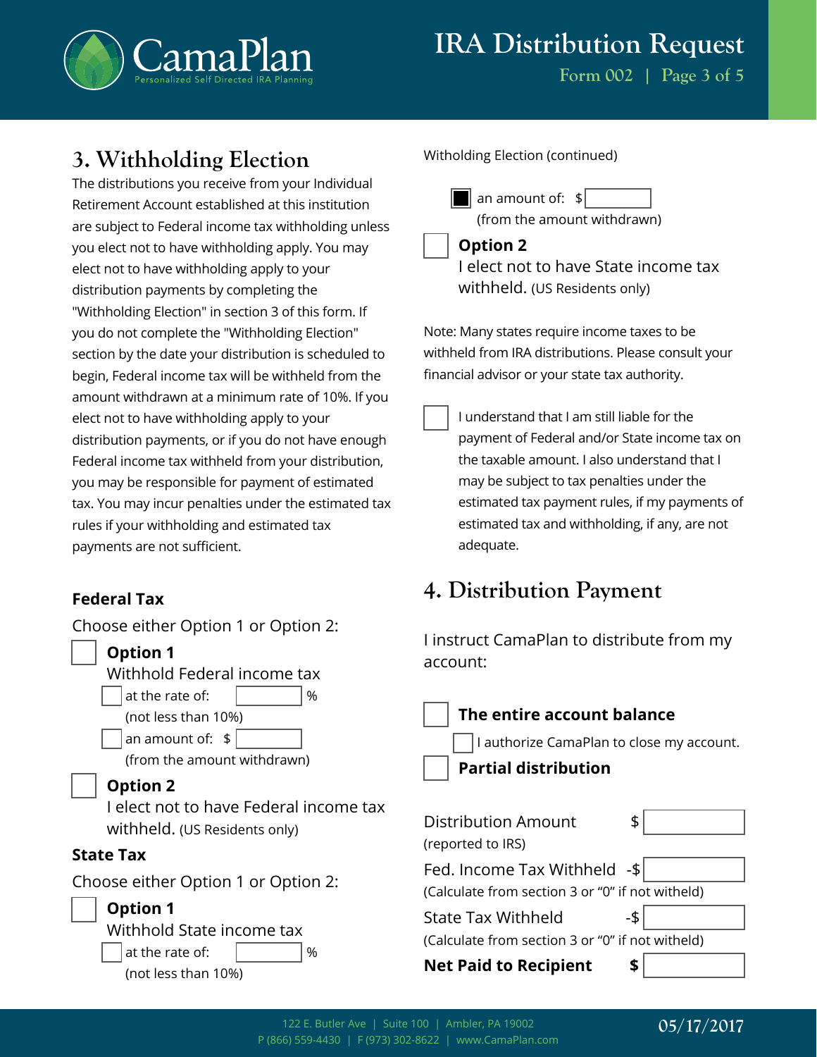## 3. Withholding Election

The distributions you receive from your Individual Retirement Account established at this institution are subject to Federal income tax withholding unless you elect not to have withholding apply. You may elect not to have withholding apply to your distribution payments by completing the "Withholding Election" in section 3 of this form. If you do not complete the "Withholding Election" section by the date your distribution is scheduled to begin, Federal income tax will be withheld from the amount withdrawn at a minimum rate of 10%. If you elect not to have withholding apply to your distribution payments, or if you do not have enough Federal income tax withheld from your distribution, you may be responsible for payment of estimated tax. You may incur penalties under the estimated tax rules if your withholding and estimated tax payments are not sufficient.

**Federal Tax**

Choose either Option 1 or Option 2:

- ☐ **Option 1**
  Withhold Federal income tax
  - ☐ at the rate of: ________ %
    (not less than 10%)
  - ☐ an amount of: $ ________
    (from the amount withdrawn)
- ☐ **Option 2**
  I elect not to have Federal income tax withheld. (US Residents only)

**State Tax**

Choose either Option 1 or Option 2:

- ☐ **Option 1**
  Withhold State income tax
  - ☐ at the rate of: ________ %
    (not less than 10%)

Witholding Election (continued)

  - ■ an amount of: $ ________
    (from the amount withdrawn)
- ☐ **Option 2**
  I elect not to have State income tax withheld. (US Residents only)

Note: Many states require income taxes to be withheld from IRA distributions. Please consult your financial advisor or your state tax authority.

☐ I understand that I am still liable for the payment of Federal and/or State income tax on the taxable amount. I also understand that I may be subject to tax penalties under the estimated tax payment rules, if my payments of estimated tax and withholding, if any, are not adequate.

## 4. Distribution Payment

I instruct CamaPlan to distribute from my account:

- ☐ **The entire account balance**
  - ☐ I authorize CamaPlan to close my account.
- ☐ **Partial distribution**

| | |
|---|---|
| Distribution Amount (reported to IRS) | $ ________ |
| Fed. Income Tax Withheld (Calculate from section 3 or "0" if not witheld) | -$ ________ |
| State Tax Withheld (Calculate from section 3 or "0" if not witheld) | -$ ________ |
| **Net Paid to Recipient** | **$** ________ |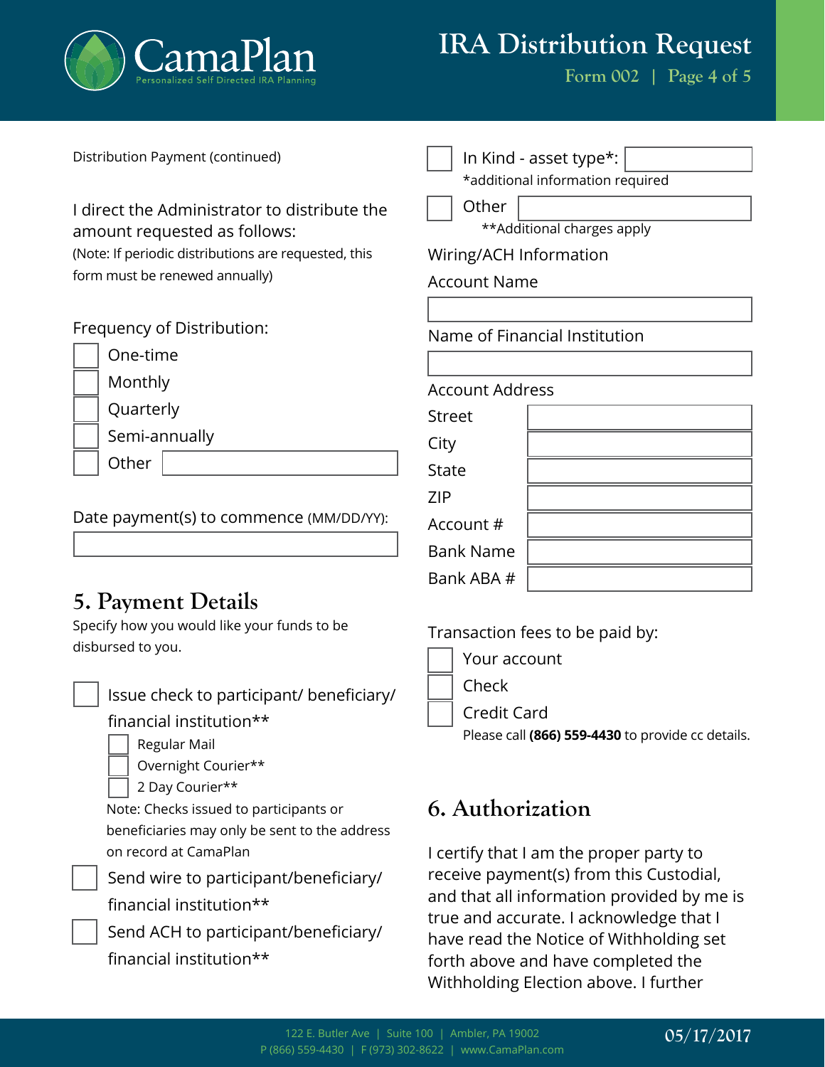Distribution Payment (continued)

I direct the Administrator to distribute the amount requested as follows:
(Note: If periodic distributions are requested, this form must be renewed annually)

Frequency of Distribution:

- ☐ One-time
- ☐ Monthly
- ☐ Quarterly
- ☐ Semi-annually
- ☐ Other ____________

Date payment(s) to commence (MM/DD/YY): ____________

## 5. Payment Details

Specify how you would like your funds to be disbursed to you.

- ☐ Issue check to participant/ beneficiary/ financial institution**
  - ☐ Regular Mail
  - ☐ Overnight Courier**
  - ☐ 2 Day Courier**

  Note: Checks issued to participants or beneficiaries may only be sent to the address on record at CamaPlan
- ☐ Send wire to participant/beneficiary/ financial institution**
- ☐ Send ACH to participant/beneficiary/ financial institution**
- ☐ In Kind - asset type*: ____________
  *additional information required
- ☐ Other ____________
  **Additional charges apply

Wiring/ACH Information

Account Name

____________

Name of Financial Institution

____________

Account Address

| | |
|---|---|
| Street | |
| City | |
| State | |
| ZIP | |
| Account # | |
| Bank Name | |
| Bank ABA # | |

Transaction fees to be paid by:

- ☐ Your account
- ☐ Check
- ☐ Credit Card
  Please call **(866) 559-4430** to provide cc details.

## 6. Authorization

I certify that I am the proper party to receive payment(s) from this Custodial, and that all information provided by me is true and accurate. I acknowledge that I have read the Notice of Withholding set forth above and have completed the Withholding Election above. I further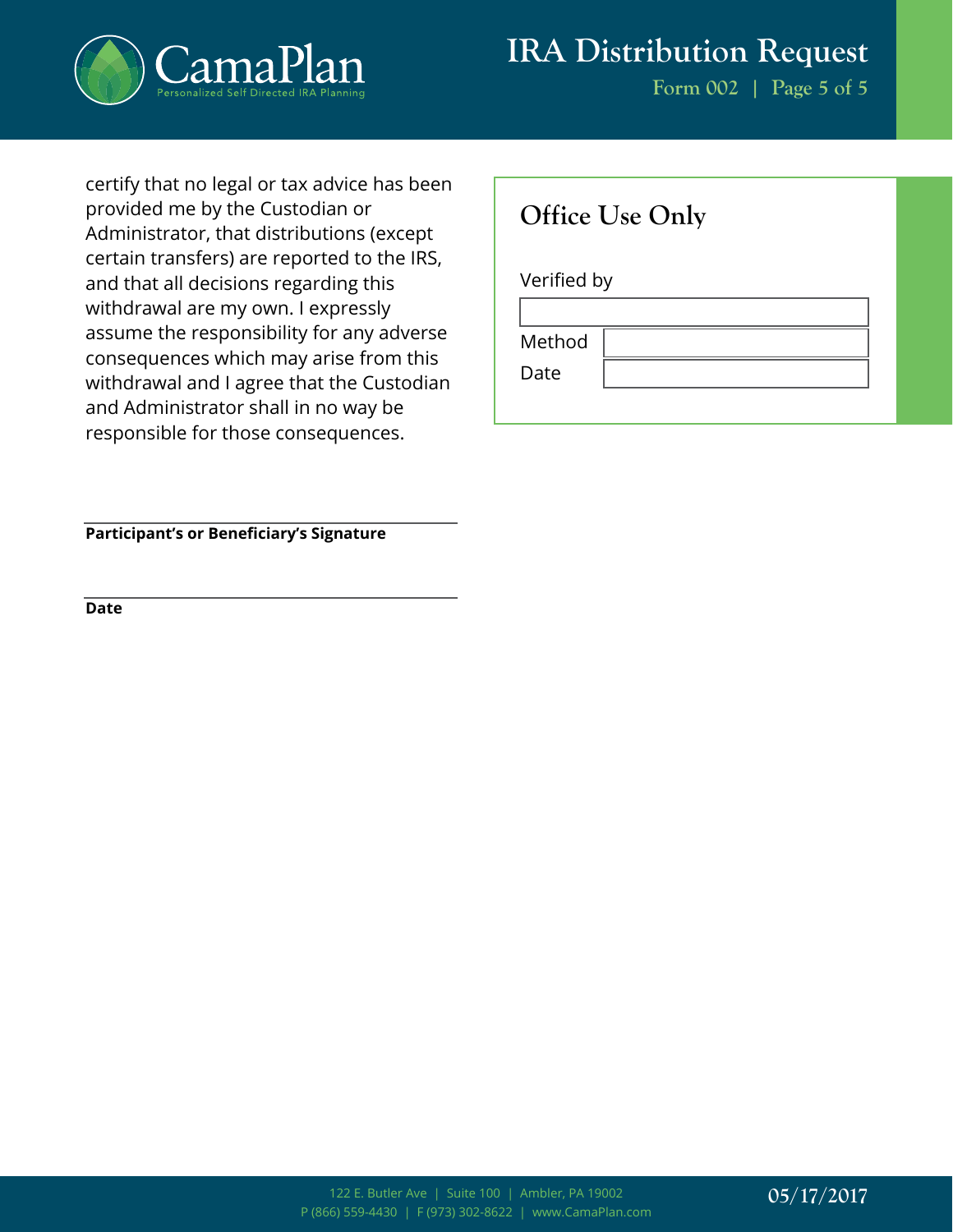certify that no legal or tax advice has been provided me by the Custodian or Administrator, that distributions (except certain transfers) are reported to the IRS, and that all decisions regarding this withdrawal are my own. I expressly assume the responsibility for any adverse consequences which may arise from this withdrawal and I agree that the Custodian and Administrator shall in no way be responsible for those consequences.

**Participant's or Beneficiary's Signature**

**Date**

## Office Use Only

Verified by

Method

Date